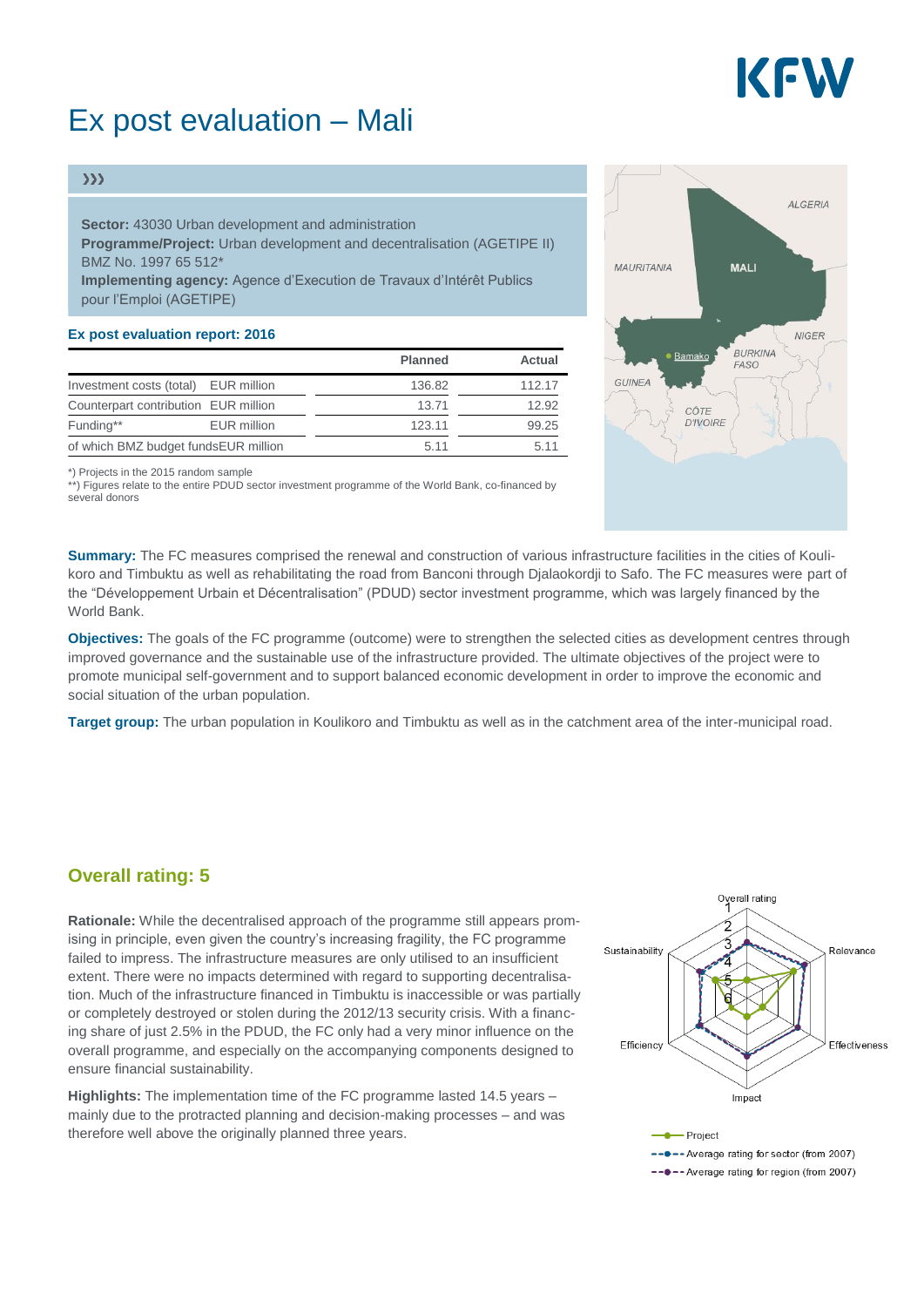# Ex post evaluation – Mali

›››

**Sector:** 43030 Urban development and administration
**Programme/Project:** Urban development and decentralisation (AGETIPE II) BMZ No. 1997 65 512*
**Implementing agency:** Agence d'Execution de Travaux d'Intérêt Publics pour l'Emploi (AGETIPE)

### Ex post evaluation report: 2016

| | | Planned | Actual |
|---|---|---|---|
| Investment costs (total) | EUR million | 136.82 | 112.17 |
| Counterpart contribution | EUR million | 13.71 | 12.92 |
| Funding** | EUR million | 123.11 | 99.25 |
| of which BMZ budget funds | EUR million | 5.11 | 5.11 |

*) Projects in the 2015 random sample
**) Figures relate to the entire PDUD sector investment programme of the World Bank, co-financed by several donors

**Summary:** The FC measures comprised the renewal and construction of various infrastructure facilities in the cities of Koulikoro and Timbuktu as well as rehabilitating the road from Banconi through Djalaokordji to Safo. The FC measures were part of the "Développement Urbain et Décentralisation" (PDUD) sector investment programme, which was largely financed by the World Bank.

**Objectives:** The goals of the FC programme (outcome) were to strengthen the selected cities as development centres through improved governance and the sustainable use of the infrastructure provided. The ultimate objectives of the project were to promote municipal self-government and to support balanced economic development in order to improve the economic and social situation of the urban population.

**Target group:** The urban population in Koulikoro and Timbuktu as well as in the catchment area of the inter-municipal road.

## Overall rating: 5

**Rationale:** While the decentralised approach of the programme still appears promising in principle, even given the country's increasing fragility, the FC programme failed to impress. The infrastructure measures are only utilised to an insufficient extent. There were no impacts determined with regard to supporting decentralisation. Much of the infrastructure financed in Timbuktu is inaccessible or was partially or completely destroyed or stolen during the 2012/13 security crisis. With a financing share of just 2.5% in the PDUD, the FC only had a very minor influence on the overall programme, and especially on the accompanying components designed to ensure financial sustainability.

**Highlights:** The implementation time of the FC programme lasted 14.5 years – mainly due to the protracted planning and decision-making processes – and was therefore well above the originally planned three years.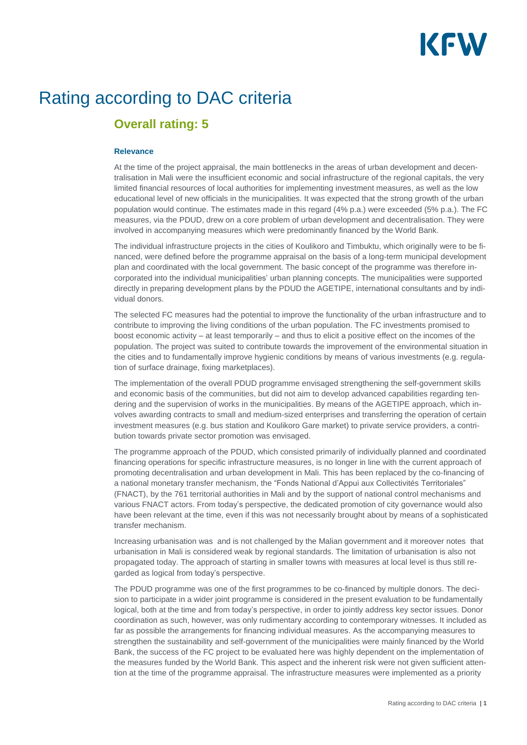# Rating according to DAC criteria

## Overall rating: 5

#### Relevance

At the time of the project appraisal, the main bottlenecks in the areas of urban development and decentralisation in Mali were the insufficient economic and social infrastructure of the regional capitals, the very limited financial resources of local authorities for implementing investment measures, as well as the low educational level of new officials in the municipalities. It was expected that the strong growth of the urban population would continue. The estimates made in this regard (4% p.a.) were exceeded (5% p.a.). The FC measures, via the PDUD, drew on a core problem of urban development and decentralisation. They were involved in accompanying measures which were predominantly financed by the World Bank.

The individual infrastructure projects in the cities of Koulikoro and Timbuktu, which originally were to be financed, were defined before the programme appraisal on the basis of a long-term municipal development plan and coordinated with the local government. The basic concept of the programme was therefore incorporated into the individual municipalities' urban planning concepts. The municipalities were supported directly in preparing development plans by the PDUD the AGETIPE, international consultants and by individual donors.

The selected FC measures had the potential to improve the functionality of the urban infrastructure and to contribute to improving the living conditions of the urban population. The FC investments promised to boost economic activity – at least temporarily – and thus to elicit a positive effect on the incomes of the population. The project was suited to contribute towards the improvement of the environmental situation in the cities and to fundamentally improve hygienic conditions by means of various investments (e.g. regulation of surface drainage, fixing marketplaces).

The implementation of the overall PDUD programme envisaged strengthening the self-government skills and economic basis of the communities, but did not aim to develop advanced capabilities regarding tendering and the supervision of works in the municipalities. By means of the AGETIPE approach, which involves awarding contracts to small and medium-sized enterprises and transferring the operation of certain investment measures (e.g. bus station and Koulikoro Gare market) to private service providers, a contribution towards private sector promotion was envisaged.

The programme approach of the PDUD, which consisted primarily of individually planned and coordinated financing operations for specific infrastructure measures, is no longer in line with the current approach of promoting decentralisation and urban development in Mali. This has been replaced by the co-financing of a national monetary transfer mechanism, the "Fonds National d'Appui aux Collectivités Territoriales" (FNACT), by the 761 territorial authorities in Mali and by the support of national control mechanisms and various FNACT actors. From today's perspective, the dedicated promotion of city governance would also have been relevant at the time, even if this was not necessarily brought about by means of a sophisticated transfer mechanism.

Increasing urbanisation was and is not challenged by the Malian government and it moreover notes that urbanisation in Mali is considered weak by regional standards. The limitation of urbanisation is also not propagated today. The approach of starting in smaller towns with measures at local level is thus still regarded as logical from today's perspective.

The PDUD programme was one of the first programmes to be co-financed by multiple donors. The decision to participate in a wider joint programme is considered in the present evaluation to be fundamentally logical, both at the time and from today's perspective, in order to jointly address key sector issues. Donor coordination as such, however, was only rudimentary according to contemporary witnesses. It included as far as possible the arrangements for financing individual measures. As the accompanying measures to strengthen the sustainability and self-government of the municipalities were mainly financed by the World Bank, the success of the FC project to be evaluated here was highly dependent on the implementation of the measures funded by the World Bank. This aspect and the inherent risk were not given sufficient attention at the time of the programme appraisal. The infrastructure measures were implemented as a priority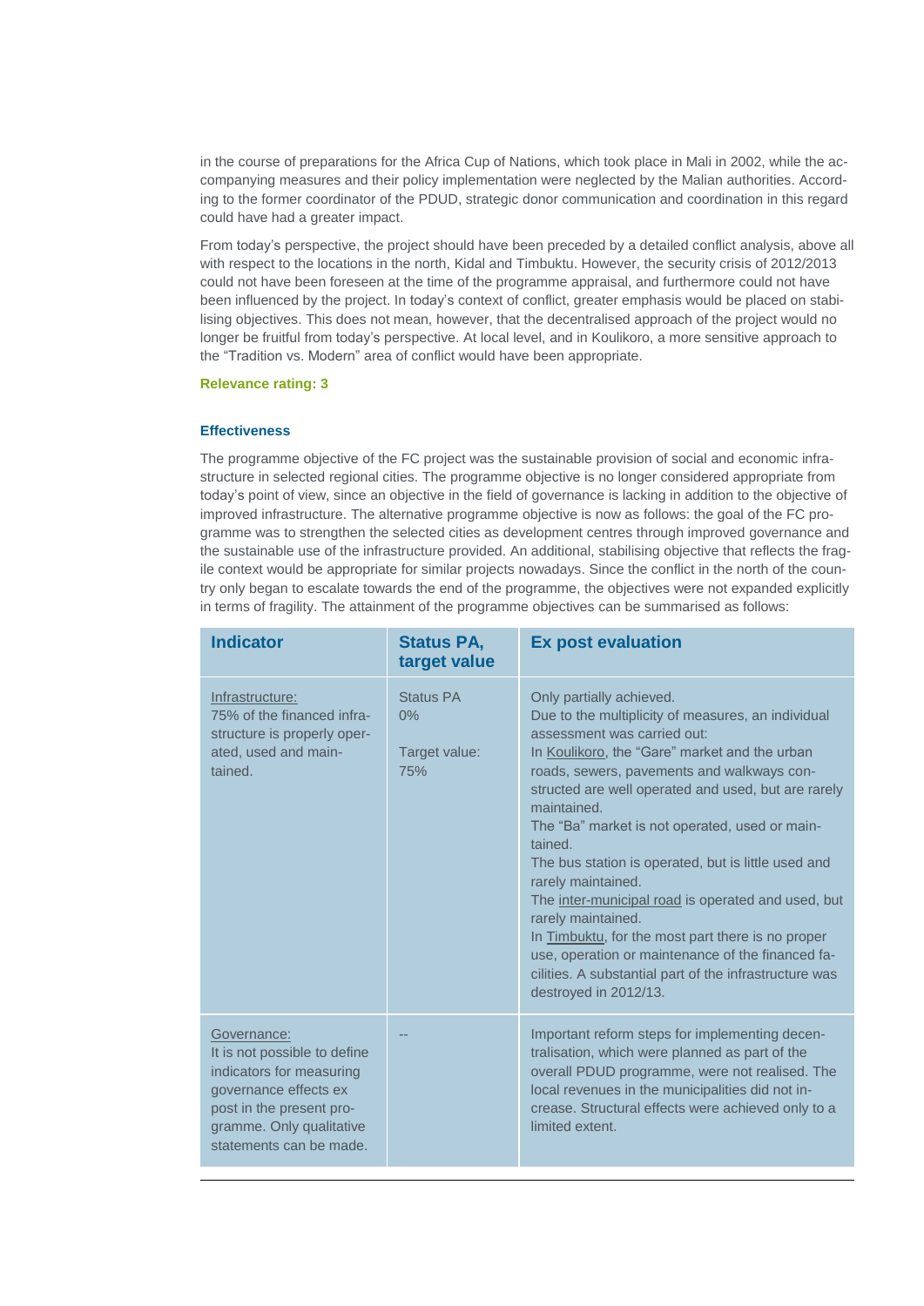in the course of preparations for the Africa Cup of Nations, which took place in Mali in 2002, while the accompanying measures and their policy implementation were neglected by the Malian authorities. According to the former coordinator of the PDUD, strategic donor communication and coordination in this regard could have had a greater impact.

From today's perspective, the project should have been preceded by a detailed conflict analysis, above all with respect to the locations in the north, Kidal and Timbuktu. However, the security crisis of 2012/2013 could not have been foreseen at the time of the programme appraisal, and furthermore could not have been influenced by the project. In today's context of conflict, greater emphasis would be placed on stabilising objectives. This does not mean, however, that the decentralised approach of the project would no longer be fruitful from today's perspective. At local level, and in Koulikoro, a more sensitive approach to the "Tradition vs. Modern" area of conflict would have been appropriate.

**Relevance rating: 3**

### Effectiveness

The programme objective of the FC project was the sustainable provision of social and economic infrastructure in selected regional cities. The programme objective is no longer considered appropriate from today's point of view, since an objective in the field of governance is lacking in addition to the objective of improved infrastructure. The alternative programme objective is now as follows: the goal of the FC programme was to strengthen the selected cities as development centres through improved governance and the sustainable use of the infrastructure provided. An additional, stabilising objective that reflects the fragile context would be appropriate for similar projects nowadays. Since the conflict in the north of the country only began to escalate towards the end of the programme, the objectives were not expanded explicitly in terms of fragility. The attainment of the programme objectives can be summarised as follows:

| Indicator | Status PA, target value | Ex post evaluation |
|---|---|---|
| Infrastructure: 75% of the financed infrastructure is properly operated, used and maintained. | Status PA 0% Target value: 75% | Only partially achieved. Due to the multiplicity of measures, an individual assessment was carried out: In Koulikoro, the "Gare" market and the urban roads, sewers, pavements and walkways constructed are well operated and used, but are rarely maintained. The "Ba" market is not operated, used or maintained. The bus station is operated, but is little used and rarely maintained. The inter-municipal road is operated and used, but rarely maintained. In Timbuktu, for the most part there is no proper use, operation or maintenance of the financed facilities. A substantial part of the infrastructure was destroyed in 2012/13. |
| Governance: It is not possible to define indicators for measuring governance effects ex post in the present programme. Only qualitative statements can be made. | -- | Important reform steps for implementing decentralisation, which were planned as part of the overall PDUD programme, were not realised. The local revenues in the municipalities did not increase. Structural effects were achieved only to a limited extent. |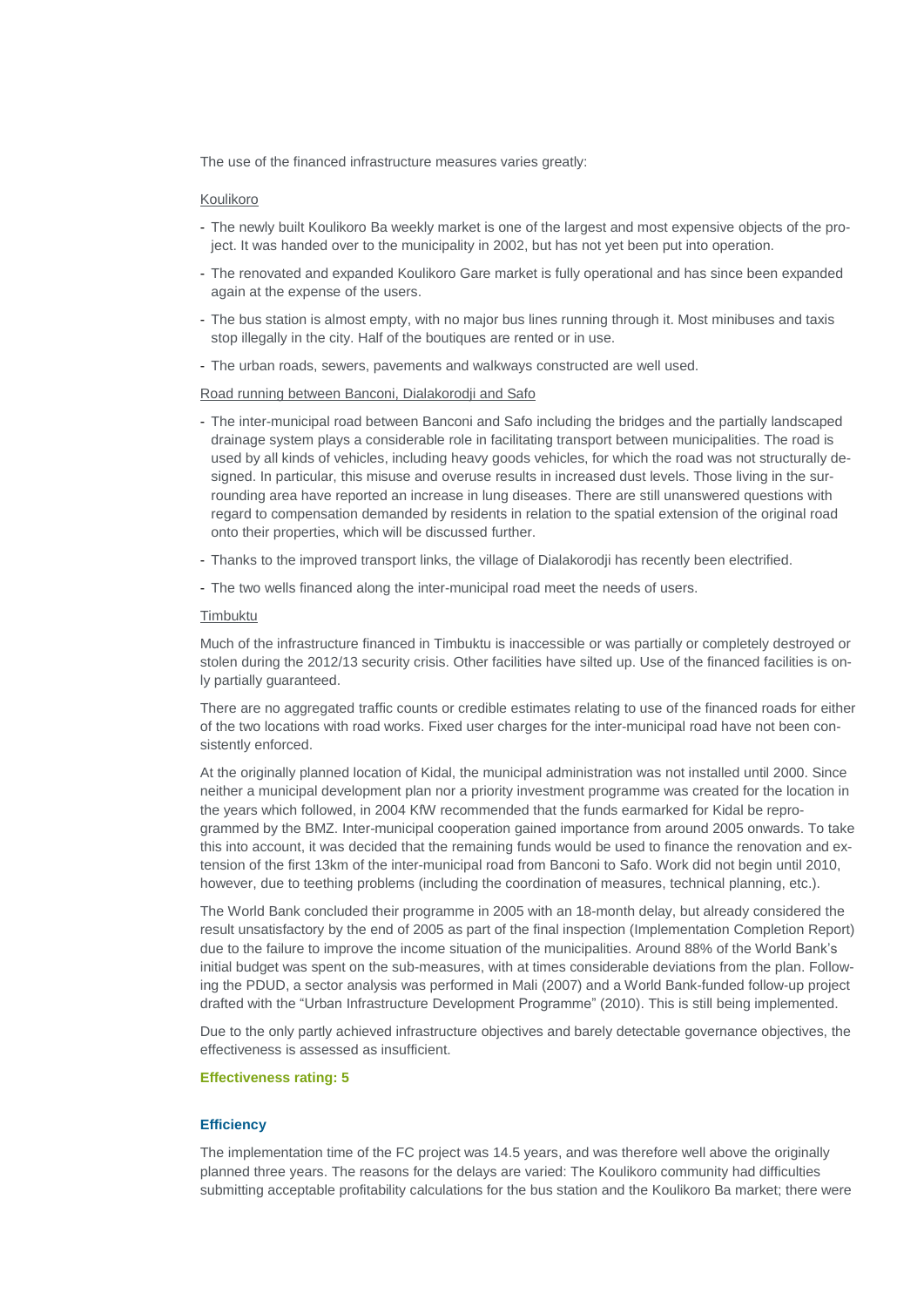The use of the financed infrastructure measures varies greatly:

Koulikoro

- The newly built Koulikoro Ba weekly market is one of the largest and most expensive objects of the project. It was handed over to the municipality in 2002, but has not yet been put into operation.
- The renovated and expanded Koulikoro Gare market is fully operational and has since been expanded again at the expense of the users.
- The bus station is almost empty, with no major bus lines running through it. Most minibuses and taxis stop illegally in the city. Half of the boutiques are rented or in use.
- The urban roads, sewers, pavements and walkways constructed are well used.

Road running between Banconi, Dialakorodji and Safo

- The inter-municipal road between Banconi and Safo including the bridges and the partially landscaped drainage system plays a considerable role in facilitating transport between municipalities. The road is used by all kinds of vehicles, including heavy goods vehicles, for which the road was not structurally designed. In particular, this misuse and overuse results in increased dust levels. Those living in the surrounding area have reported an increase in lung diseases. There are still unanswered questions with regard to compensation demanded by residents in relation to the spatial extension of the original road onto their properties, which will be discussed further.
- Thanks to the improved transport links, the village of Dialakorodji has recently been electrified.
- The two wells financed along the inter-municipal road meet the needs of users.

Timbuktu

Much of the infrastructure financed in Timbuktu is inaccessible or was partially or completely destroyed or stolen during the 2012/13 security crisis. Other facilities have silted up. Use of the financed facilities is only partially guaranteed.

There are no aggregated traffic counts or credible estimates relating to use of the financed roads for either of the two locations with road works. Fixed user charges for the inter-municipal road have not been consistently enforced.

At the originally planned location of Kidal, the municipal administration was not installed until 2000. Since neither a municipal development plan nor a priority investment programme was created for the location in the years which followed, in 2004 KfW recommended that the funds earmarked for Kidal be reprogrammed by the BMZ. Inter-municipal cooperation gained importance from around 2005 onwards. To take this into account, it was decided that the remaining funds would be used to finance the renovation and extension of the first 13km of the inter-municipal road from Banconi to Safo. Work did not begin until 2010, however, due to teething problems (including the coordination of measures, technical planning, etc.).

The World Bank concluded their programme in 2005 with an 18-month delay, but already considered the result unsatisfactory by the end of 2005 as part of the final inspection (Implementation Completion Report) due to the failure to improve the income situation of the municipalities. Around 88% of the World Bank's initial budget was spent on the sub-measures, with at times considerable deviations from the plan. Following the PDUD, a sector analysis was performed in Mali (2007) and a World Bank-funded follow-up project drafted with the "Urban Infrastructure Development Programme" (2010). This is still being implemented.

Due to the only partly achieved infrastructure objectives and barely detectable governance objectives, the effectiveness is assessed as insufficient.

**Effectiveness rating: 5**

### Efficiency

The implementation time of the FC project was 14.5 years, and was therefore well above the originally planned three years. The reasons for the delays are varied: The Koulikoro community had difficulties submitting acceptable profitability calculations for the bus station and the Koulikoro Ba market; there were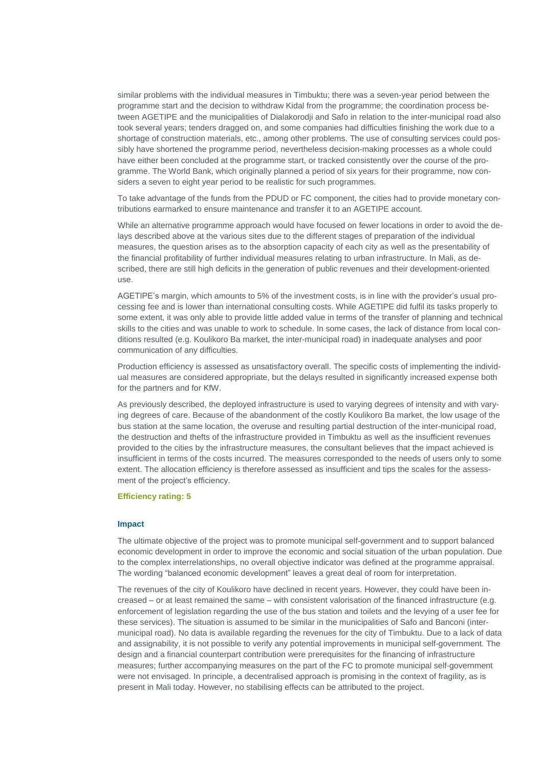similar problems with the individual measures in Timbuktu; there was a seven-year period between the programme start and the decision to withdraw Kidal from the programme; the coordination process between AGETIPE and the municipalities of Dialakorodji and Safo in relation to the inter-municipal road also took several years; tenders dragged on, and some companies had difficulties finishing the work due to a shortage of construction materials, etc., among other problems. The use of consulting services could possibly have shortened the programme period, nevertheless decision-making processes as a whole could have either been concluded at the programme start, or tracked consistently over the course of the programme. The World Bank, which originally planned a period of six years for their programme, now considers a seven to eight year period to be realistic for such programmes.

To take advantage of the funds from the PDUD or FC component, the cities had to provide monetary contributions earmarked to ensure maintenance and transfer it to an AGETIPE account.

While an alternative programme approach would have focused on fewer locations in order to avoid the delays described above at the various sites due to the different stages of preparation of the individual measures, the question arises as to the absorption capacity of each city as well as the presentability of the financial profitability of further individual measures relating to urban infrastructure. In Mali, as described, there are still high deficits in the generation of public revenues and their development-oriented use.

AGETIPE's margin, which amounts to 5% of the investment costs, is in line with the provider's usual processing fee and is lower than international consulting costs. While AGETIPE did fulfil its tasks properly to some extent, it was only able to provide little added value in terms of the transfer of planning and technical skills to the cities and was unable to work to schedule. In some cases, the lack of distance from local conditions resulted (e.g. Koulikoro Ba market, the inter-municipal road) in inadequate analyses and poor communication of any difficulties.

Production efficiency is assessed as unsatisfactory overall. The specific costs of implementing the individual measures are considered appropriate, but the delays resulted in significantly increased expense both for the partners and for KfW.

As previously described, the deployed infrastructure is used to varying degrees of intensity and with varying degrees of care. Because of the abandonment of the costly Koulikoro Ba market, the low usage of the bus station at the same location, the overuse and resulting partial destruction of the inter-municipal road, the destruction and thefts of the infrastructure provided in Timbuktu as well as the insufficient revenues provided to the cities by the infrastructure measures, the consultant believes that the impact achieved is insufficient in terms of the costs incurred. The measures corresponded to the needs of users only to some extent. The allocation efficiency is therefore assessed as insufficient and tips the scales for the assessment of the project's efficiency.

**Efficiency rating: 5**

### Impact

The ultimate objective of the project was to promote municipal self-government and to support balanced economic development in order to improve the economic and social situation of the urban population. Due to the complex interrelationships, no overall objective indicator was defined at the programme appraisal. The wording "balanced economic development" leaves a great deal of room for interpretation.

The revenues of the city of Koulikoro have declined in recent years. However, they could have been increased – or at least remained the same – with consistent valorisation of the financed infrastructure (e.g. enforcement of legislation regarding the use of the bus station and toilets and the levying of a user fee for these services). The situation is assumed to be similar in the municipalities of Safo and Banconi (inter-municipal road). No data is available regarding the revenues for the city of Timbuktu. Due to a lack of data and assignability, it is not possible to verify any potential improvements in municipal self-government. The design and a financial counterpart contribution were prerequisites for the financing of infrastructure measures; further accompanying measures on the part of the FC to promote municipal self-government were not envisaged. In principle, a decentralised approach is promising in the context of fragility, as is present in Mali today. However, no stabilising effects can be attributed to the project.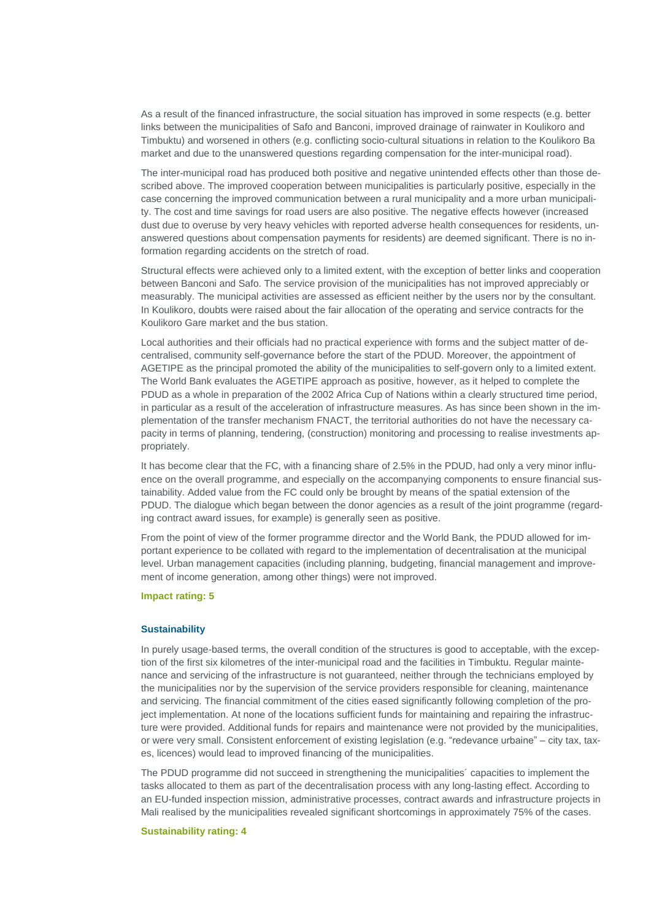As a result of the financed infrastructure, the social situation has improved in some respects (e.g. better links between the municipalities of Safo and Banconi, improved drainage of rainwater in Koulikoro and Timbuktu) and worsened in others (e.g. conflicting socio-cultural situations in relation to the Koulikoro Ba market and due to the unanswered questions regarding compensation for the inter-municipal road).

The inter-municipal road has produced both positive and negative unintended effects other than those described above. The improved cooperation between municipalities is particularly positive, especially in the case concerning the improved communication between a rural municipality and a more urban municipality. The cost and time savings for road users are also positive. The negative effects however (increased dust due to overuse by very heavy vehicles with reported adverse health consequences for residents, unanswered questions about compensation payments for residents) are deemed significant. There is no information regarding accidents on the stretch of road.

Structural effects were achieved only to a limited extent, with the exception of better links and cooperation between Banconi and Safo. The service provision of the municipalities has not improved appreciably or measurably. The municipal activities are assessed as efficient neither by the users nor by the consultant. In Koulikoro, doubts were raised about the fair allocation of the operating and service contracts for the Koulikoro Gare market and the bus station.

Local authorities and their officials had no practical experience with forms and the subject matter of decentralised, community self-governance before the start of the PDUD. Moreover, the appointment of AGETIPE as the principal promoted the ability of the municipalities to self-govern only to a limited extent. The World Bank evaluates the AGETIPE approach as positive, however, as it helped to complete the PDUD as a whole in preparation of the 2002 Africa Cup of Nations within a clearly structured time period, in particular as a result of the acceleration of infrastructure measures. As has since been shown in the implementation of the transfer mechanism FNACT, the territorial authorities do not have the necessary capacity in terms of planning, tendering, (construction) monitoring and processing to realise investments appropriately.

It has become clear that the FC, with a financing share of 2.5% in the PDUD, had only a very minor influence on the overall programme, and especially on the accompanying components to ensure financial sustainability. Added value from the FC could only be brought by means of the spatial extension of the PDUD. The dialogue which began between the donor agencies as a result of the joint programme (regarding contract award issues, for example) is generally seen as positive.

From the point of view of the former programme director and the World Bank, the PDUD allowed for important experience to be collated with regard to the implementation of decentralisation at the municipal level. Urban management capacities (including planning, budgeting, financial management and improvement of income generation, among other things) were not improved.

**Impact rating: 5**

#### Sustainability

In purely usage-based terms, the overall condition of the structures is good to acceptable, with the exception of the first six kilometres of the inter-municipal road and the facilities in Timbuktu. Regular maintenance and servicing of the infrastructure is not guaranteed, neither through the technicians employed by the municipalities nor by the supervision of the service providers responsible for cleaning, maintenance and servicing. The financial commitment of the cities eased significantly following completion of the project implementation. At none of the locations sufficient funds for maintaining and repairing the infrastructure were provided. Additional funds for repairs and maintenance were not provided by the municipalities, or were very small. Consistent enforcement of existing legislation (e.g. "redevance urbaine" – city tax, taxes, licences) would lead to improved financing of the municipalities.

The PDUD programme did not succeed in strengthening the municipalities´ capacities to implement the tasks allocated to them as part of the decentralisation process with any long-lasting effect. According to an EU-funded inspection mission, administrative processes, contract awards and infrastructure projects in Mali realised by the municipalities revealed significant shortcomings in approximately 75% of the cases.

**Sustainability rating: 4**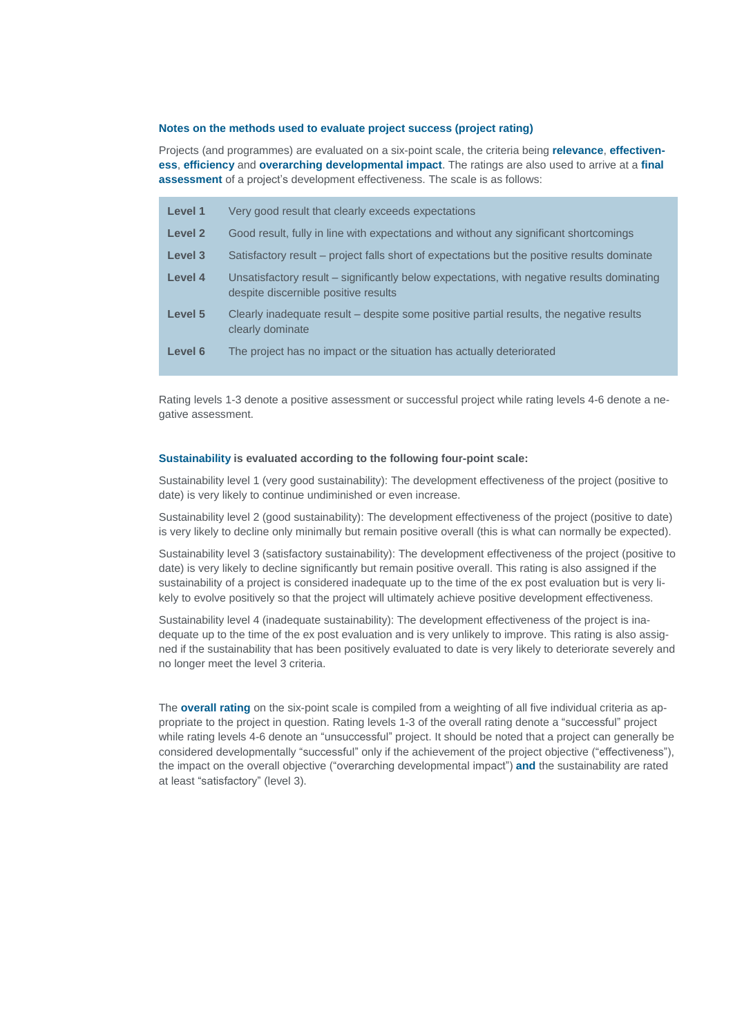### Notes on the methods used to evaluate project success (project rating)

Projects (and programmes) are evaluated on a six-point scale, the criteria being **relevance**, **effectiveness**, **efficiency** and **overarching developmental impact**. The ratings are also used to arrive at a **final assessment** of a project's development effectiveness. The scale is as follows:

| | |
|---|---|
| **Level 1** | Very good result that clearly exceeds expectations |
| **Level 2** | Good result, fully in line with expectations and without any significant shortcomings |
| **Level 3** | Satisfactory result – project falls short of expectations but the positive results dominate |
| **Level 4** | Unsatisfactory result – significantly below expectations, with negative results dominating despite discernible positive results |
| **Level 5** | Clearly inadequate result – despite some positive partial results, the negative results clearly dominate |
| **Level 6** | The project has no impact or the situation has actually deteriorated |

Rating levels 1-3 denote a positive assessment or successful project while rating levels 4-6 denote a negative assessment.

**Sustainability is evaluated according to the following four-point scale:**

Sustainability level 1 (very good sustainability): The development effectiveness of the project (positive to date) is very likely to continue undiminished or even increase.

Sustainability level 2 (good sustainability): The development effectiveness of the project (positive to date) is very likely to decline only minimally but remain positive overall (this is what can normally be expected).

Sustainability level 3 (satisfactory sustainability): The development effectiveness of the project (positive to date) is very likely to decline significantly but remain positive overall. This rating is also assigned if the sustainability of a project is considered inadequate up to the time of the ex post evaluation but is very likely to evolve positively so that the project will ultimately achieve positive development effectiveness.

Sustainability level 4 (inadequate sustainability): The development effectiveness of the project is inadequate up to the time of the ex post evaluation and is very unlikely to improve. This rating is also assigned if the sustainability that has been positively evaluated to date is very likely to deteriorate severely and no longer meet the level 3 criteria.

The **overall rating** on the six-point scale is compiled from a weighting of all five individual criteria as appropriate to the project in question. Rating levels 1-3 of the overall rating denote a "successful" project while rating levels 4-6 denote an "unsuccessful" project. It should be noted that a project can generally be considered developmentally "successful" only if the achievement of the project objective ("effectiveness"), the impact on the overall objective ("overarching developmental impact") **and** the sustainability are rated at least "satisfactory" (level 3).